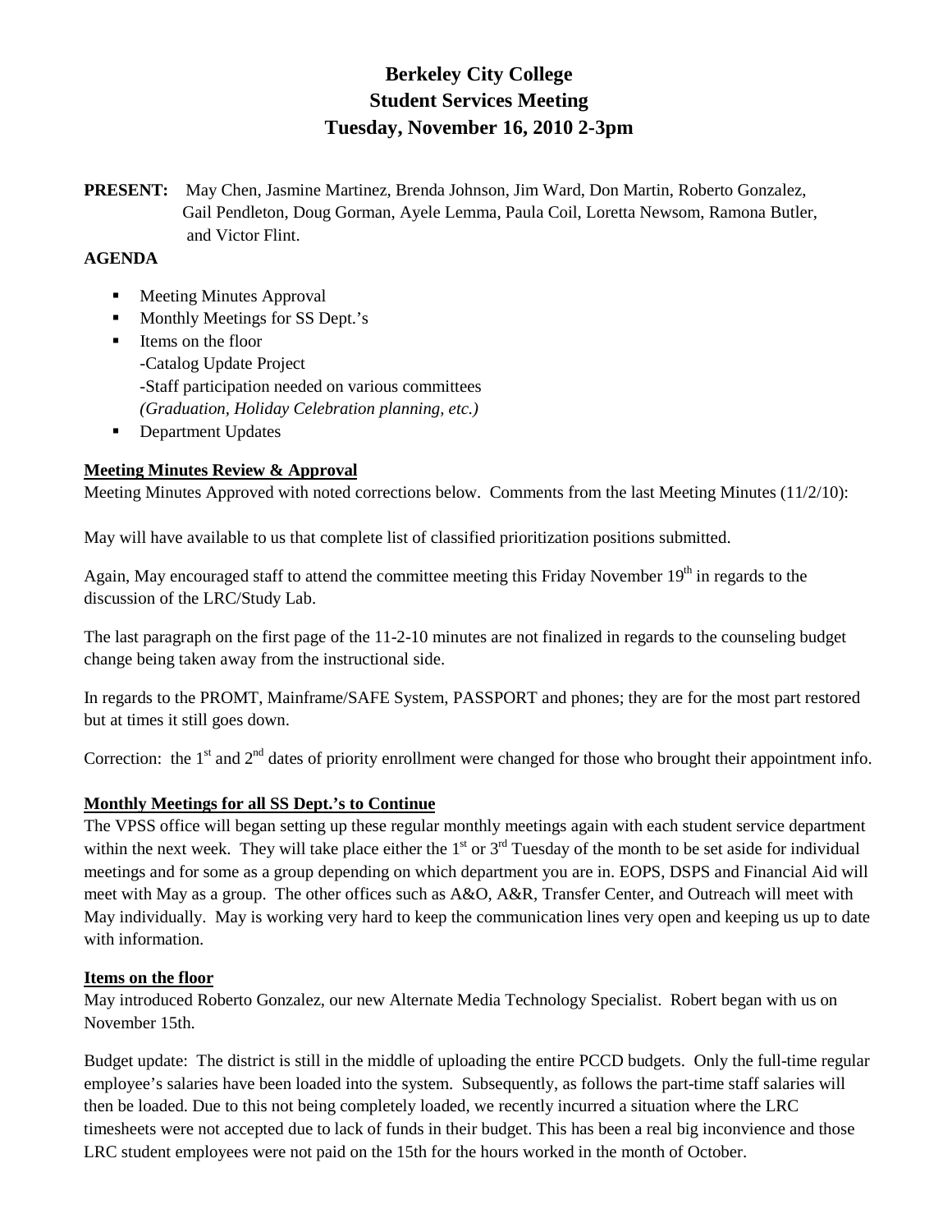# Berkeley City College
# Student Services Meeting
# Tuesday, November 16, 2010 2-3pm

**PRESENT:** May Chen, Jasmine Martinez, Brenda Johnson, Jim Ward, Don Martin, Roberto Gonzalez, Gail Pendleton, Doug Gorman, Ayele Lemma, Paula Coil, Loretta Newsom, Ramona Butler, and Victor Flint.

**AGENDA**

- Meeting Minutes Approval
- Monthly Meetings for SS Dept.'s
- Items on the floor
  -Catalog Update Project
  -Staff participation needed on various committees
  *(Graduation, Holiday Celebration planning, etc.)*
- Department Updates

**Meeting Minutes Review & Approval**

Meeting Minutes Approved with noted corrections below. Comments from the last Meeting Minutes (11/2/10):

May will have available to us that complete list of classified prioritization positions submitted.

Again, May encouraged staff to attend the committee meeting this Friday November 19th in regards to the discussion of the LRC/Study Lab.

The last paragraph on the first page of the 11-2-10 minutes are not finalized in regards to the counseling budget change being taken away from the instructional side.

In regards to the PROMT, Mainframe/SAFE System, PASSPORT and phones; they are for the most part restored but at times it still goes down.

Correction: the 1st and 2nd dates of priority enrollment were changed for those who brought their appointment info.

**Monthly Meetings for all SS Dept.'s to Continue**

The VPSS office will began setting up these regular monthly meetings again with each student service department within the next week. They will take place either the 1st or 3rd Tuesday of the month to be set aside for individual meetings and for some as a group depending on which department you are in. EOPS, DSPS and Financial Aid will meet with May as a group. The other offices such as A&O, A&R, Transfer Center, and Outreach will meet with May individually. May is working very hard to keep the communication lines very open and keeping us up to date with information.

**Items on the floor**

May introduced Roberto Gonzalez, our new Alternate Media Technology Specialist. Robert began with us on November 15th.

Budget update: The district is still in the middle of uploading the entire PCCD budgets. Only the full-time regular employee's salaries have been loaded into the system. Subsequently, as follows the part-time staff salaries will then be loaded. Due to this not being completely loaded, we recently incurred a situation where the LRC timesheets were not accepted due to lack of funds in their budget. This has been a real big inconvience and those LRC student employees were not paid on the 15th for the hours worked in the month of October.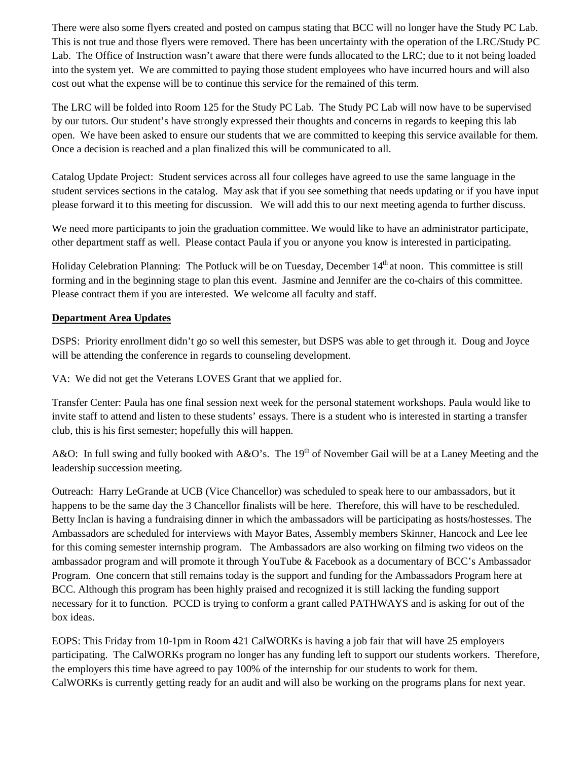There were also some flyers created and posted on campus stating that BCC will no longer have the Study PC Lab. This is not true and those flyers were removed. There has been uncertainty with the operation of the LRC/Study PC Lab. The Office of Instruction wasn't aware that there were funds allocated to the LRC; due to it not being loaded into the system yet. We are committed to paying those student employees who have incurred hours and will also cost out what the expense will be to continue this service for the remained of this term.

The LRC will be folded into Room 125 for the Study PC Lab. The Study PC Lab will now have to be supervised by our tutors. Our student's have strongly expressed their thoughts and concerns in regards to keeping this lab open. We have been asked to ensure our students that we are committed to keeping this service available for them. Once a decision is reached and a plan finalized this will be communicated to all.

Catalog Update Project: Student services across all four colleges have agreed to use the same language in the student services sections in the catalog. May ask that if you see something that needs updating or if you have input please forward it to this meeting for discussion. We will add this to our next meeting agenda to further discuss.

We need more participants to join the graduation committee. We would like to have an administrator participate, other department staff as well. Please contact Paula if you or anyone you know is interested in participating.

Holiday Celebration Planning: The Potluck will be on Tuesday, December 14th at noon. This committee is still forming and in the beginning stage to plan this event. Jasmine and Jennifer are the co-chairs of this committee. Please contract them if you are interested. We welcome all faculty and staff.

**Department Area Updates**

DSPS: Priority enrollment didn't go so well this semester, but DSPS was able to get through it. Doug and Joyce will be attending the conference in regards to counseling development.

VA: We did not get the Veterans LOVES Grant that we applied for.

Transfer Center: Paula has one final session next week for the personal statement workshops. Paula would like to invite staff to attend and listen to these students' essays. There is a student who is interested in starting a transfer club, this is his first semester; hopefully this will happen.

A&O: In full swing and fully booked with A&O's. The 19th of November Gail will be at a Laney Meeting and the leadership succession meeting.

Outreach: Harry LeGrande at UCB (Vice Chancellor) was scheduled to speak here to our ambassadors, but it happens to be the same day the 3 Chancellor finalists will be here. Therefore, this will have to be rescheduled. Betty Inclan is having a fundraising dinner in which the ambassadors will be participating as hosts/hostesses. The Ambassadors are scheduled for interviews with Mayor Bates, Assembly members Skinner, Hancock and Lee lee for this coming semester internship program. The Ambassadors are also working on filming two videos on the ambassador program and will promote it through YouTube & Facebook as a documentary of BCC's Ambassador Program. One concern that still remains today is the support and funding for the Ambassadors Program here at BCC. Although this program has been highly praised and recognized it is still lacking the funding support necessary for it to function. PCCD is trying to conform a grant called PATHWAYS and is asking for out of the box ideas.

EOPS: This Friday from 10-1pm in Room 421 CalWORKs is having a job fair that will have 25 employers participating. The CalWORKs program no longer has any funding left to support our students workers. Therefore, the employers this time have agreed to pay 100% of the internship for our students to work for them. CalWORKs is currently getting ready for an audit and will also be working on the programs plans for next year.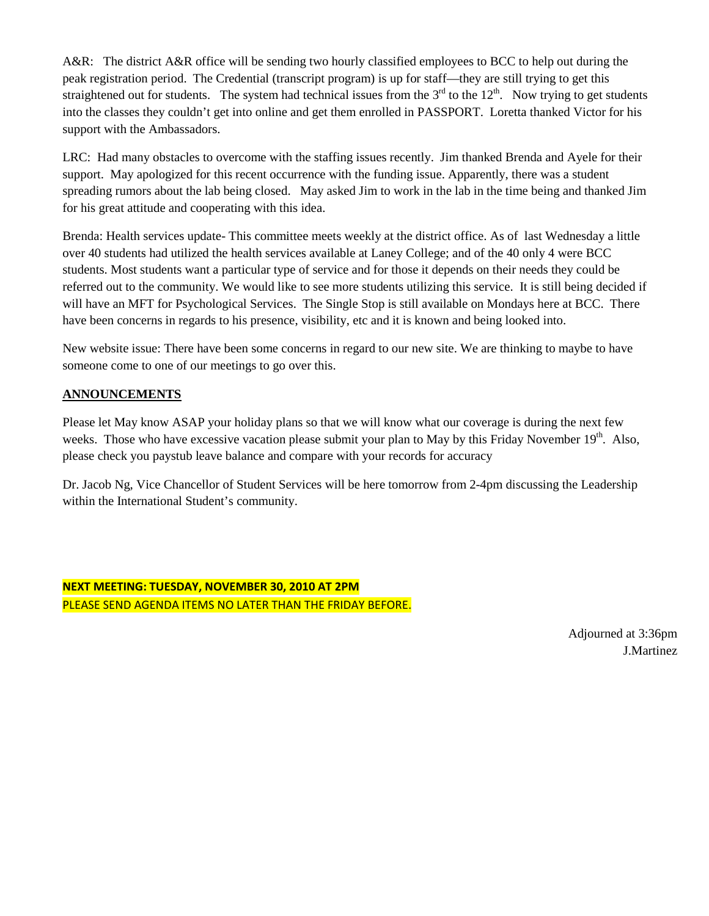A&R: The district A&R office will be sending two hourly classified employees to BCC to help out during the peak registration period. The Credential (transcript program) is up for staff—they are still trying to get this straightened out for students. The system had technical issues from the 3rd to the 12th. Now trying to get students into the classes they couldn't get into online and get them enrolled in PASSPORT. Loretta thanked Victor for his support with the Ambassadors.

LRC: Had many obstacles to overcome with the staffing issues recently. Jim thanked Brenda and Ayele for their support. May apologized for this recent occurrence with the funding issue. Apparently, there was a student spreading rumors about the lab being closed. May asked Jim to work in the lab in the time being and thanked Jim for his great attitude and cooperating with this idea.

Brenda: Health services update- This committee meets weekly at the district office. As of last Wednesday a little over 40 students had utilized the health services available at Laney College; and of the 40 only 4 were BCC students. Most students want a particular type of service and for those it depends on their needs they could be referred out to the community. We would like to see more students utilizing this service. It is still being decided if will have an MFT for Psychological Services. The Single Stop is still available on Mondays here at BCC. There have been concerns in regards to his presence, visibility, etc and it is known and being looked into.

New website issue: There have been some concerns in regard to our new site. We are thinking to maybe to have someone come to one of our meetings to go over this.

## ANNOUNCEMENTS

Please let May know ASAP your holiday plans so that we will know what our coverage is during the next few weeks. Those who have excessive vacation please submit your plan to May by this Friday November 19th. Also, please check you paystub leave balance and compare with your records for accuracy

Dr. Jacob Ng, Vice Chancellor of Student Services will be here tomorrow from 2-4pm discussing the Leadership within the International Student's community.

**NEXT MEETING: TUESDAY, NOVEMBER 30, 2010 AT 2PM**

PLEASE SEND AGENDA ITEMS NO LATER THAN THE FRIDAY BEFORE.

Adjourned at 3:36pm

J.Martinez